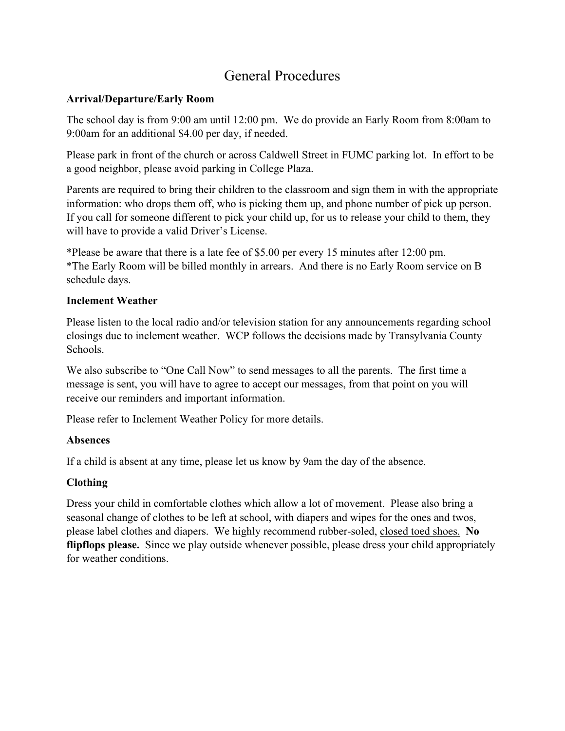# General Procedures

**Arrival/Departure/Early Room**

The school day is from 9:00 am until 12:00 pm. We do provide an Early Room from 8:00am to 9:00am for an additional $4.00 per day, if needed.

Please park in front of the church or across Caldwell Street in FUMC parking lot. In effort to be a good neighbor, please avoid parking in College Plaza.

Parents are required to bring their children to the classroom and sign them in with the appropriate information: who drops them off, who is picking them up, and phone number of pick up person. If you call for someone different to pick your child up, for us to release your child to them, they will have to provide a valid Driver's License.

*Please be aware that there is a late fee of $5.00 per every 15 minutes after 12:00 pm.
*The Early Room will be billed monthly in arrears. And there is no Early Room service on B schedule days.

**Inclement Weather**

Please listen to the local radio and/or television station for any announcements regarding school closings due to inclement weather. WCP follows the decisions made by Transylvania County Schools.

We also subscribe to "One Call Now" to send messages to all the parents. The first time a message is sent, you will have to agree to accept our messages, from that point on you will receive our reminders and important information.

Please refer to Inclement Weather Policy for more details.

**Absences**

If a child is absent at any time, please let us know by 9am the day of the absence.

**Clothing**

Dress your child in comfortable clothes which allow a lot of movement. Please also bring a seasonal change of clothes to be left at school, with diapers and wipes for the ones and twos, please label clothes and diapers. We highly recommend rubber-soled, <u>closed toed shoes.</u> **No flipflops please.** Since we play outside whenever possible, please dress your child appropriately for weather conditions.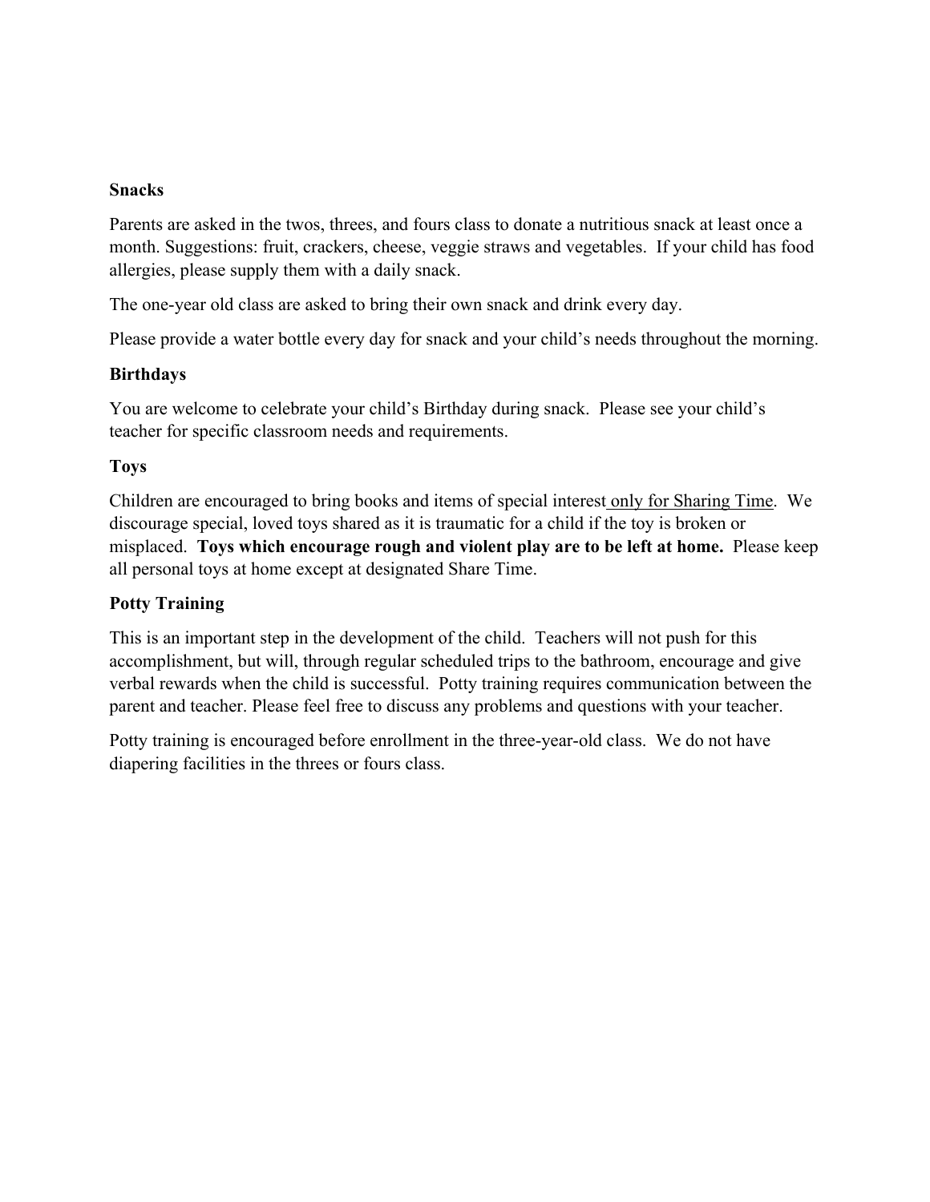**Snacks**

Parents are asked in the twos, threes, and fours class to donate a nutritious snack at least once a month. Suggestions: fruit, crackers, cheese, veggie straws and vegetables. If your child has food allergies, please supply them with a daily snack.

The one-year old class are asked to bring their own snack and drink every day.

Please provide a water bottle every day for snack and your child's needs throughout the morning.

**Birthdays**

You are welcome to celebrate your child's Birthday during snack. Please see your child's teacher for specific classroom needs and requirements.

**Toys**

Children are encouraged to bring books and items of special interest <u>only for Sharing Time</u>. We discourage special, loved toys shared as it is traumatic for a child if the toy is broken or misplaced. **Toys which encourage rough and violent play are to be left at home.** Please keep all personal toys at home except at designated Share Time.

**Potty Training**

This is an important step in the development of the child. Teachers will not push for this accomplishment, but will, through regular scheduled trips to the bathroom, encourage and give verbal rewards when the child is successful. Potty training requires communication between the parent and teacher. Please feel free to discuss any problems and questions with your teacher.

Potty training is encouraged before enrollment in the three-year-old class. We do not have diapering facilities in the threes or fours class.